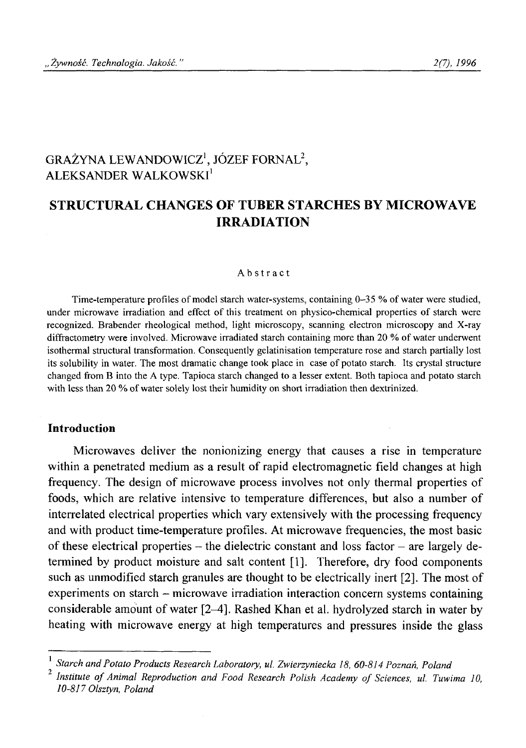GRAŻYNA LEWANDOWICZ[1], JÓZEF FORNAL[2], ALEKSANDER WALKOWSKI[1]

# STRUCTURAL CHANGES OF TUBER STARCHES BY MICROWAVE IRRADIATION

### Abstract

Time-temperature profiles of model starch water-systems, containing 0–35 % of water were studied, under microwave irradiation and effect of this treatment on physico-chemical properties of starch were recognized. Brabender rheological method, light microscopy, scanning electron microscopy and X-ray diffractometry were involved. Microwave irradiated starch containing more than 20 % of water underwent isothermal structural transformation. Consequently gelatinisation temperature rose and starch partially lost its solubility in water. The most dramatic change took place in case of potato starch. Its crystal structure changed from B into the A type. Tapioca starch changed to a lesser extent. Both tapioca and potato starch with less than 20 % of water solely lost their humidity on short irradiation then dextrinized.

## Introduction

Microwaves deliver the nonionizing energy that causes a rise in temperature within a penetrated medium as a result of rapid electromagnetic field changes at high frequency. The design of microwave process involves not only thermal properties of foods, which are relative intensive to temperature differences, but also a number of interrelated electrical properties which vary extensively with the processing frequency and with product time-temperature profiles. At microwave frequencies, the most basic of these electrical properties – the dielectric constant and loss factor – are largely determined by product moisture and salt content [1]. Therefore, dry food components such as unmodified starch granules are thought to be electrically inert [2]. The most of experiments on starch – microwave irradiation interaction concern systems containing considerable amount of water [2–4]. Rashed Khan et al. hydrolyzed starch in water by heating with microwave energy at high temperatures and pressures inside the glass

[1] *Starch and Potato Products Research Laboratory, ul. Zwierzyniecka 18, 60-814 Poznań, Poland*

[2] *Institute of Animal Reproduction and Food Research Polish Academy of Sciences, ul. Tuwima 10, 10-817 Olsztyn, Poland*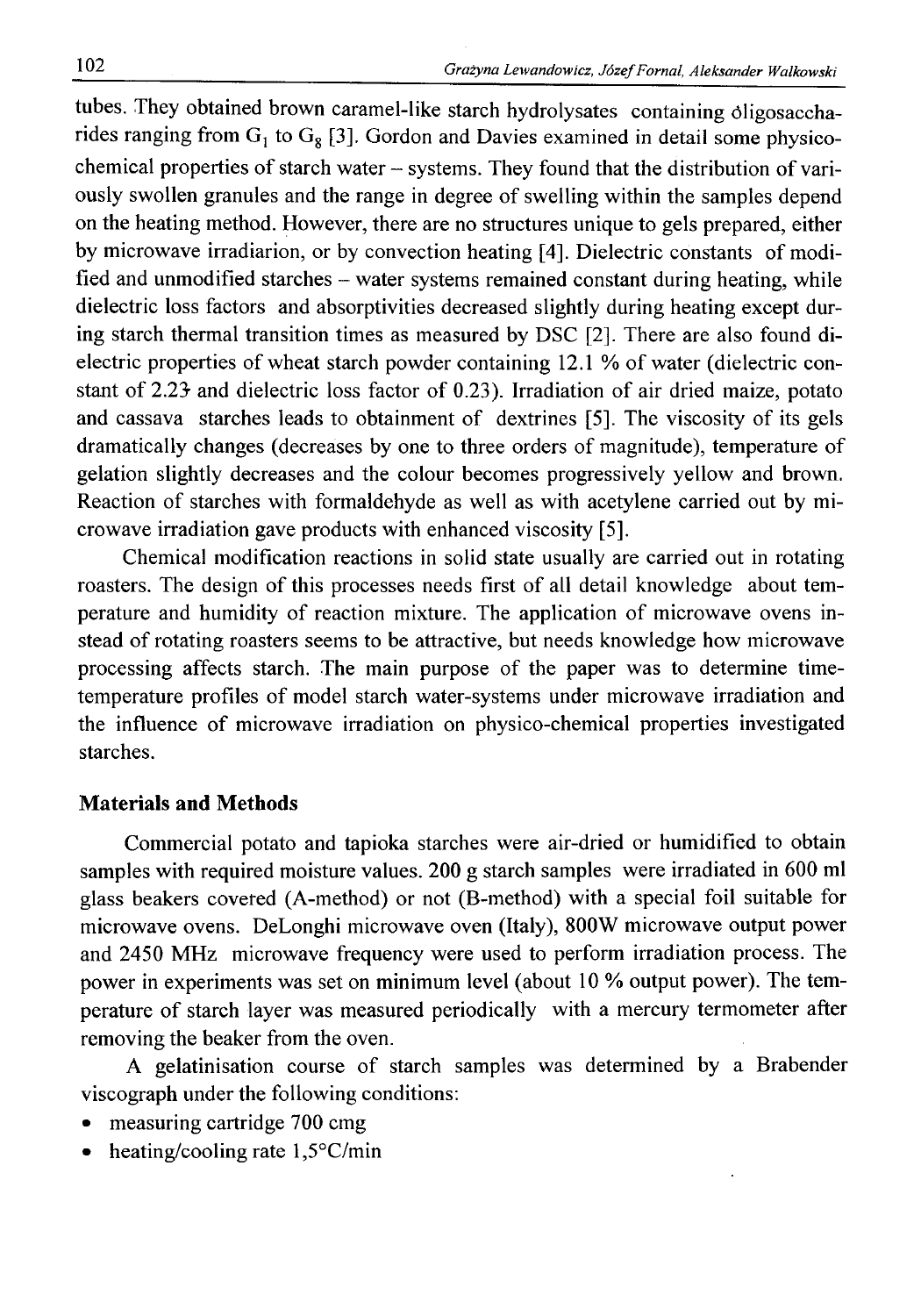tubes. They obtained brown caramel-like starch hydrolysates containing óligosaccharides ranging from $G_1$ to $G_8$ [3]. Gordon and Davies examined in detail some physico-chemical properties of starch water – systems. They found that the distribution of variously swollen granules and the range in degree of swelling within the samples depend on the heating method. However, there are no structures unique to gels prepared, either by microwave irradiarion, or by convection heating [4]. Dielectric constants of modified and unmodified starches – water systems remained constant during heating, while dielectric loss factors and absorptivities decreased slightly during heating except during starch thermal transition times as measured by DSC [2]. There are also found dielectric properties of wheat starch powder containing 12.1 % of water (dielectric constant of 2.23 and dielectric loss factor of 0.23). Irradiation of air dried maize, potato and cassava starches leads to obtainment of dextrines [5]. The viscosity of its gels dramatically changes (decreases by one to three orders of magnitude), temperature of gelation slightly decreases and the colour becomes progressively yellow and brown. Reaction of starches with formaldehyde as well as with acetylene carried out by microwave irradiation gave products with enhanced viscosity [5].

Chemical modification reactions in solid state usually are carried out in rotating roasters. The design of this processes needs first of all detail knowledge about temperature and humidity of reaction mixture. The application of microwave ovens instead of rotating roasters seems to be attractive, but needs knowledge how microwave processing affects starch. The main purpose of the paper was to determine time-temperature profiles of model starch water-systems under microwave irradiation and the influence of microwave irradiation on physico-chemical properties investigated starches.

## Materials and Methods

Commercial potato and tapioka starches were air-dried or humidified to obtain samples with required moisture values. 200 g starch samples were irradiated in 600 ml glass beakers covered (A-method) or not (B-method) with a special foil suitable for microwave ovens. DeLonghi microwave oven (Italy), 800W microwave output power and 2450 MHz microwave frequency were used to perform irradiation process. The power in experiments was set on minimum level (about 10 % output power). The temperature of starch layer was measured periodically with a mercury termometer after removing the beaker from the oven.

A gelatinisation course of starch samples was determined by a Brabender viscograph under the following conditions:

- measuring cartridge 700 cmg
- heating/cooling rate 1,5°C/min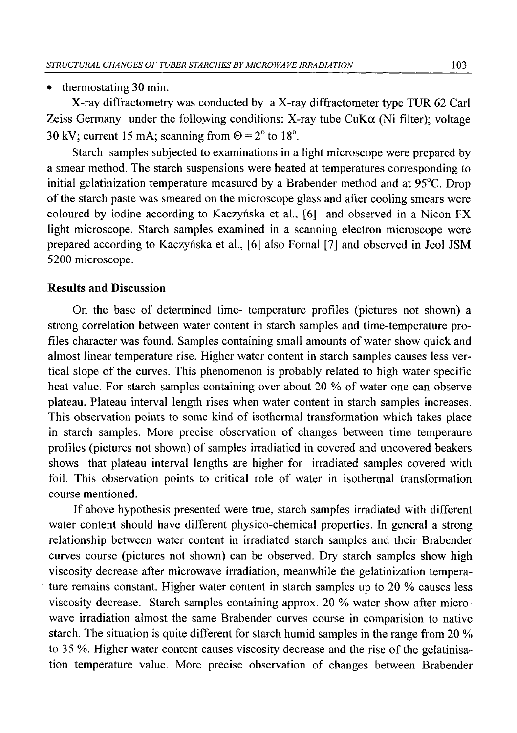- thermostating 30 min.

X-ray diffractometry was conducted by a X-ray diffractometer type TUR 62 Carl Zeiss Germany under the following conditions: X-ray tube CuKα (Ni filter); voltage 30 kV; current 15 mA; scanning from $\Theta = 2^{\circ}$ to $18^{\circ}$.

Starch samples subjected to examinations in a light microscope were prepared by a smear method. The starch suspensions were heated at temperatures corresponding to initial gelatinization temperature measured by a Brabender method and at 95°C. Drop of the starch paste was smeared on the microscope glass and after cooling smears were coloured by iodine according to Kaczyńska et al., [6] and observed in a Nicon FX light microscope. Starch samples examined in a scanning electron microscope were prepared according to Kaczyńska et al., [6] also Fornal [7] and observed in Jeol JSM 5200 microscope.

## Results and Discussion

On the base of determined time- temperature profiles (pictures not shown) a strong correlation between water content in starch samples and time-temperature profiles character was found. Samples containing small amounts of water show quick and almost linear temperature rise. Higher water content in starch samples causes less vertical slope of the curves. This phenomenon is probably related to high water specific heat value. For starch samples containing over about 20 % of water one can observe plateau. Plateau interval length rises when water content in starch samples increases. This observation points to some kind of isothermal transformation which takes place in starch samples. More precise observation of changes between time temperaure profiles (pictures not shown) of samples irradiatied in covered and uncovered beakers shows that plateau interval lengths are higher for irradiated samples covered with foil. This observation points to critical role of water in isothermal transformation course mentioned.

If above hypothesis presented were true, starch samples irradiated with different water content should have different physico-chemical properties. In general a strong relationship between water content in irradiated starch samples and their Brabender curves course (pictures not shown) can be observed. Dry starch samples show high viscosity decrease after microwave irradiation, meanwhile the gelatinization temperature remains constant. Higher water content in starch samples up to 20 % causes less viscosity decrease. Starch samples containing approx. 20 % water show after microwave irradiation almost the same Brabender curves course in comparision to native starch. The situation is quite different for starch humid samples in the range from 20 % to 35 %. Higher water content causes viscosity decrease and the rise of the gelatinisation temperature value. More precise observation of changes between Brabender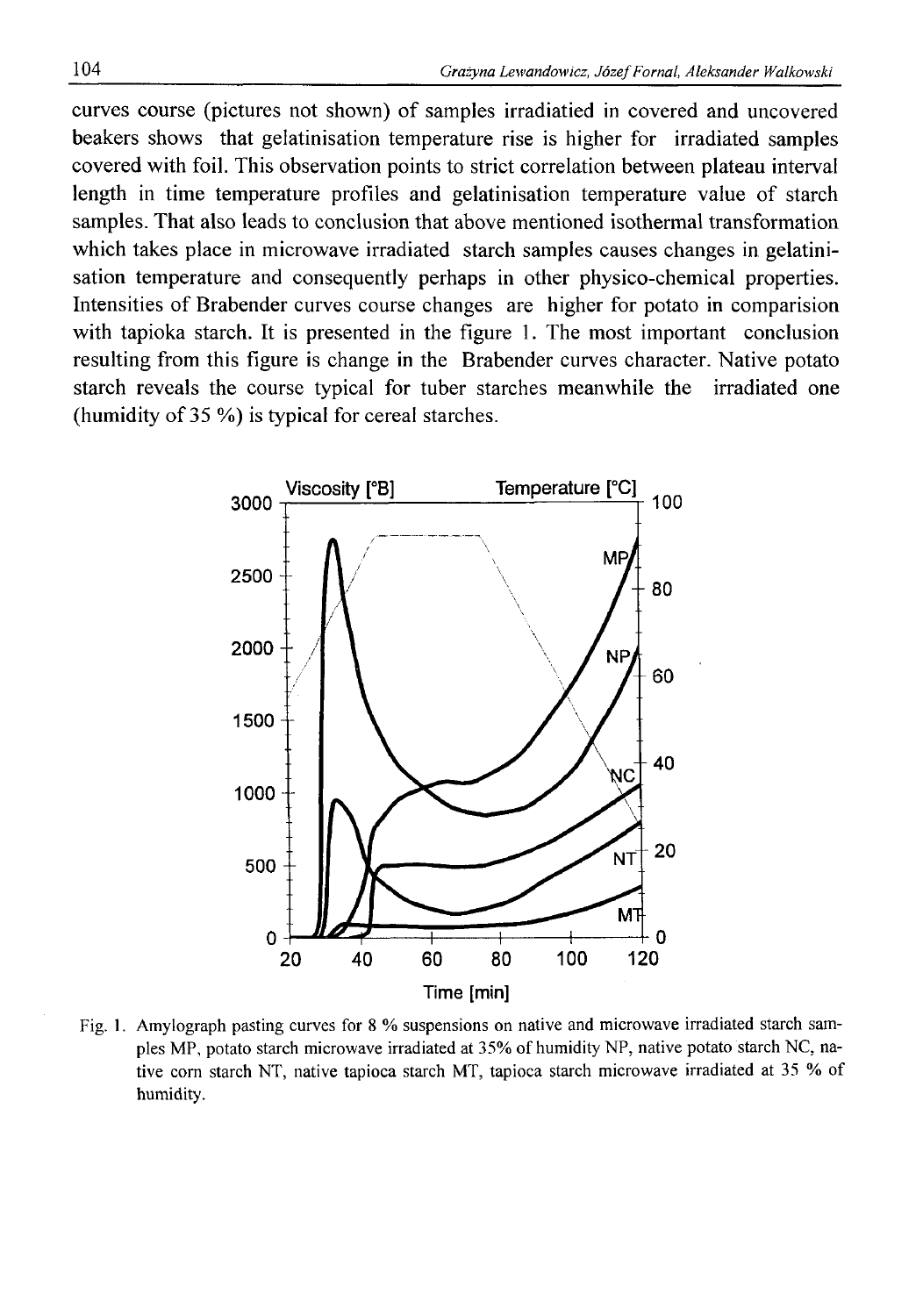curves course (pictures not shown) of samples irradiatied in covered and uncovered beakers shows that gelatinisation temperature rise is higher for irradiated samples covered with foil. This observation points to strict correlation between plateau interval length in time temperature profiles and gelatinisation temperature value of starch samples. That also leads to conclusion that above mentioned isothermal transformation which takes place in microwave irradiated starch samples causes changes in gelatinisation temperature and consequently perhaps in other physico-chemical properties. Intensities of Brabender curves course changes are higher for potato in comparision with tapioka starch. It is presented in the figure 1. The most important conclusion resulting from this figure is change in the Brabender curves character. Native potato starch reveals the course typical for tuber starches meanwhile the irradiated one (humidity of 35 %) is typical for cereal starches.

Fig. 1. Amylograph pasting curves for 8 % suspensions on native and microwave irradiated starch samples MP, potato starch microwave irradiated at 35% of humidity NP, native potato starch NC, native corn starch NT, native tapioca starch MT, tapioca starch microwave irradiated at 35 % of humidity.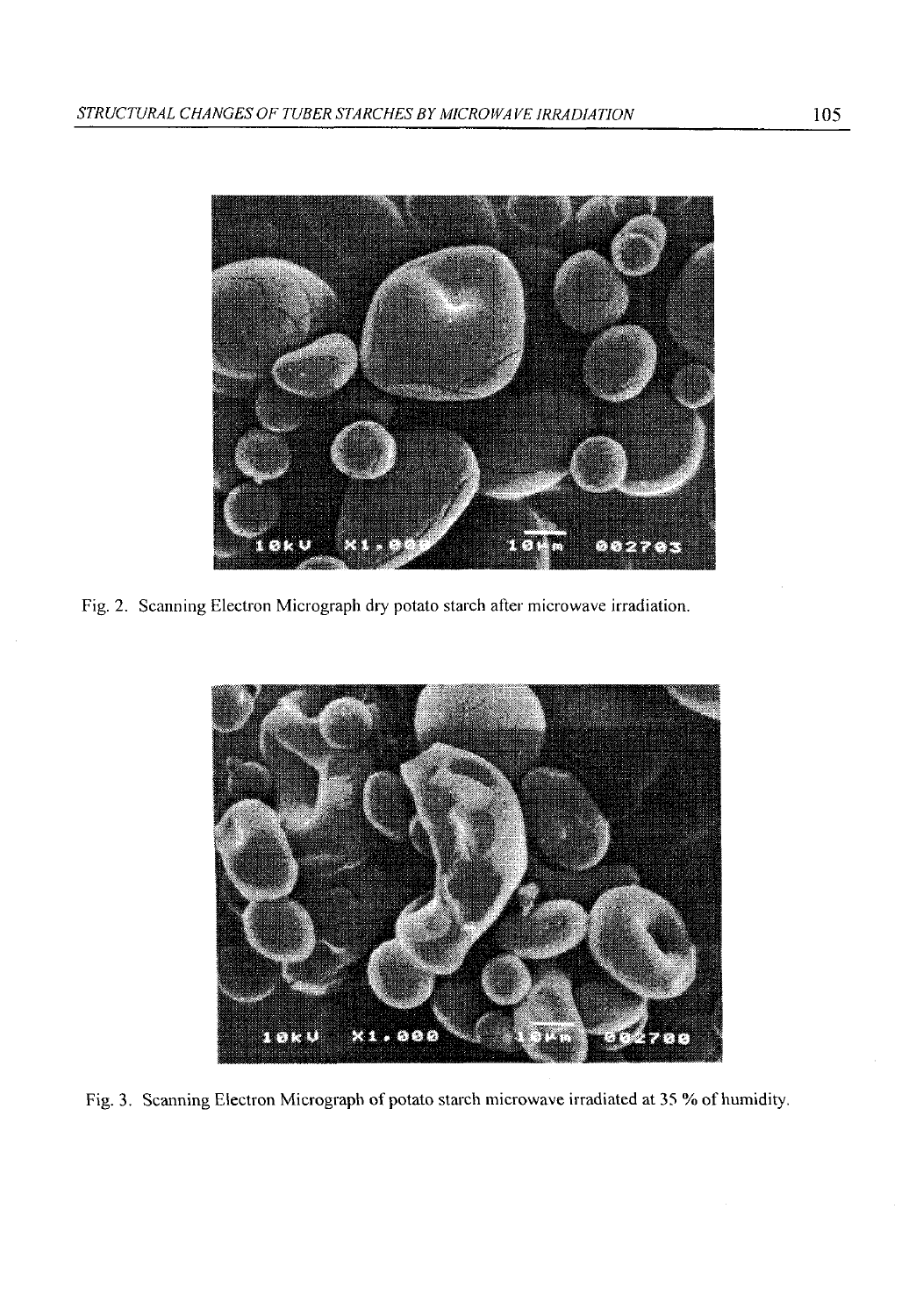Fig. 2. Scanning Electron Micrograph dry potato starch after microwave irradiation.

Fig. 3. Scanning Electron Micrograph of potato starch microwave irradiated at 35 % of humidity.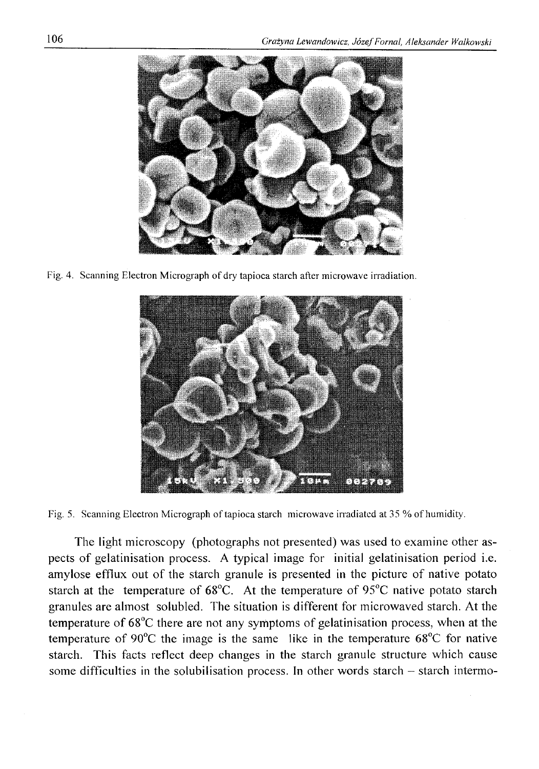Fig. 4. Scanning Electron Micrograph of dry tapioca starch after microwave irradiation.

Fig. 5. Scanning Electron Micrograph of tapioca starch microwave irradiated at 35 % of humidity.

The light microscopy (photographs not presented) was used to examine other aspects of gelatinisation process. A typical image for initial gelatinisation period i.e. amylose efflux out of the starch granule is presented in the picture of native potato starch at the temperature of 68°C. At the temperature of 95°C native potato starch granules are almost solubled. The situation is different for microwaved starch. At the temperature of 68°C there are not any symptoms of gelatinisation process, when at the temperature of 90°C the image is the same like in the temperature 68°C for native starch. This facts reflect deep changes in the starch granule structure which cause some difficulties in the solubilisation process. In other words starch – starch intermo-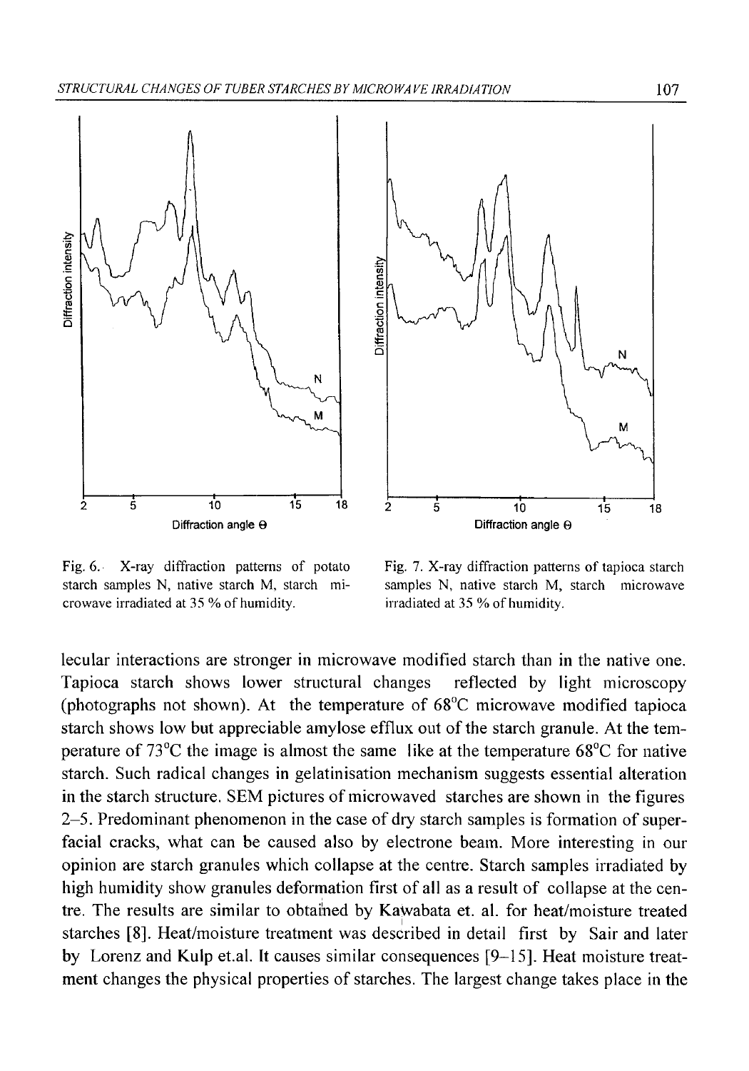Fig. 6. X-ray diffraction patterns of potato starch samples N, native starch M, starch microwave irradiated at 35 % of humidity.

Fig. 7. X-ray diffraction patterns of tapioca starch samples N, native starch M, starch microwave irradiated at 35 % of humidity.

lecular interactions are stronger in microwave modified starch than in the native one. Tapioca starch shows lower structural changes reflected by light microscopy (photographs not shown). At the temperature of 68°C microwave modified tapioca starch shows low but appreciable amylose efflux out of the starch granule. At the temperature of 73°C the image is almost the same like at the temperature 68°C for native starch. Such radical changes in gelatinisation mechanism suggests essential alteration in the starch structure. SEM pictures of microwaved starches are shown in the figures 2–5. Predominant phenomenon in the case of dry starch samples is formation of superfacial cracks, what can be caused also by electrone beam. More interesting in our opinion are starch granules which collapse at the centre. Starch samples irradiated by high humidity show granules deformation first of all as a result of collapse at the centre. The results are similar to obtained by Kawabata et. al. for heat/moisture treated starches [8]. Heat/moisture treatment was described in detail first by Sair and later by Lorenz and Kulp et.al. It causes similar consequences [9–15]. Heat moisture treatment changes the physical properties of starches. The largest change takes place in the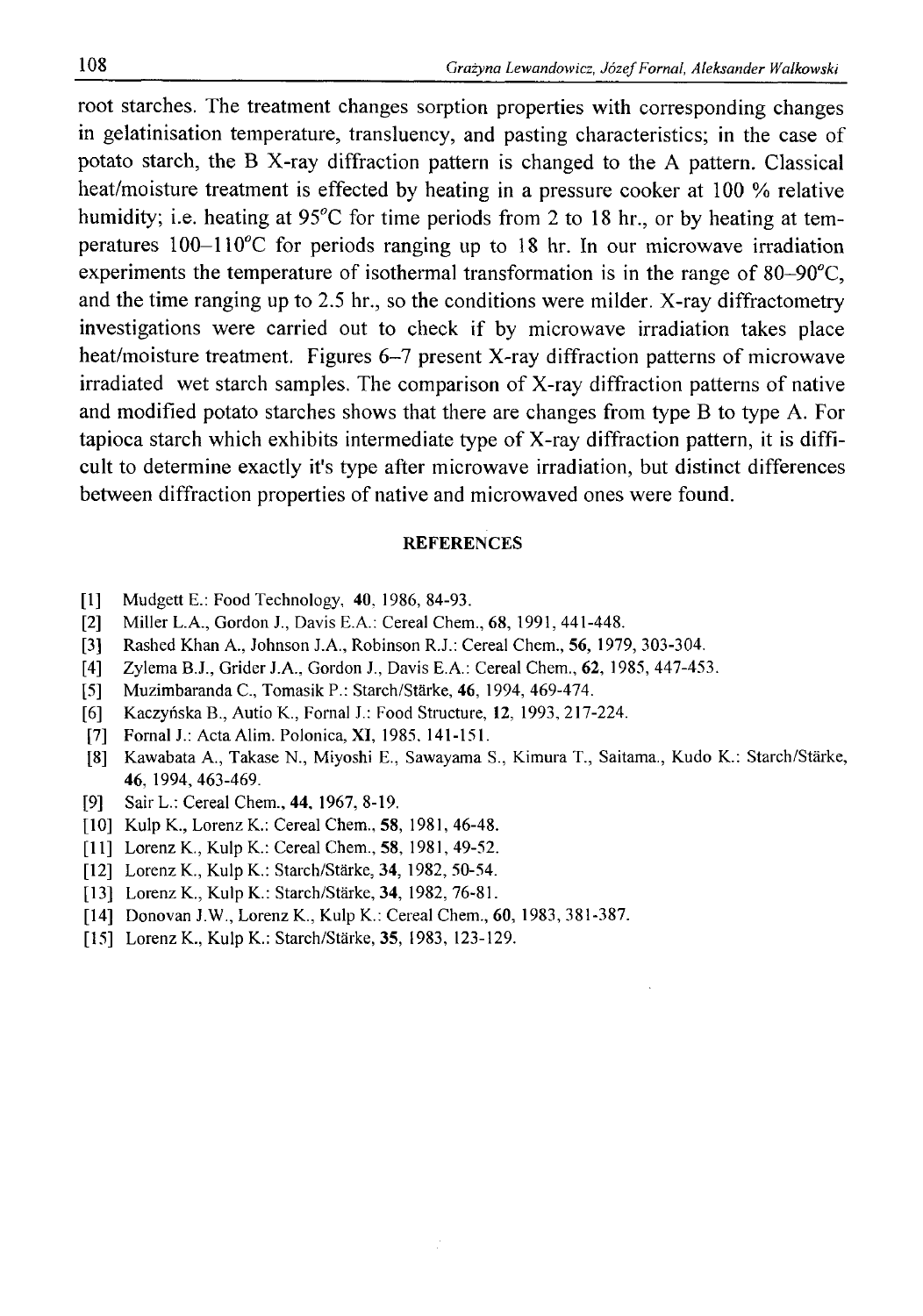root starches. The treatment changes sorption properties with corresponding changes in gelatinisation temperature, transluency, and pasting characteristics; in the case of potato starch, the B X-ray diffraction pattern is changed to the A pattern. Classical heat/moisture treatment is effected by heating in a pressure cooker at 100 % relative humidity; i.e. heating at 95°C for time periods from 2 to 18 hr., or by heating at temperatures 100–110°C for periods ranging up to 18 hr. In our microwave irradiation experiments the temperature of isothermal transformation is in the range of 80–90°C, and the time ranging up to 2.5 hr., so the conditions were milder. X-ray diffractometry investigations were carried out to check if by microwave irradiation takes place heat/moisture treatment. Figures 6–7 present X-ray diffraction patterns of microwave irradiated wet starch samples. The comparison of X-ray diffraction patterns of native and modified potato starches shows that there are changes from type B to type A. For tapioca starch which exhibits intermediate type of X-ray diffraction pattern, it is difficult to determine exactly it's type after microwave irradiation, but distinct differences between diffraction properties of native and microwaved ones were found.

## REFERENCES

[1] Mudgett E.: Food Technology, **40**, 1986, 84-93.
[2] Miller L.A., Gordon J., Davis E.A.: Cereal Chem., **68**, 1991, 441-448.
[3] Rashed Khan A., Johnson J.A., Robinson R.J.: Cereal Chem., **56**, 1979, 303-304.
[4] Zylema B.J., Grider J.A., Gordon J., Davis E.A.: Cereal Chem., **62**, 1985, 447-453.
[5] Muzimbaranda C., Tomasik P.: Starch/Stärke, **46**, 1994, 469-474.
[6] Kaczyńska B., Autio K., Fornal J.: Food Structure, **12**, 1993, 217-224.
[7] Fornal J.: Acta Alim. Polonica, **XI**, 1985, 141-151.
[8] Kawabata A., Takase N., Miyoshi E., Sawayama S., Kimura T., Saitama., Kudo K.: Starch/Stärke, **46**, 1994, 463-469.
[9] Sair L.: Cereal Chem., **44**, 1967, 8-19.
[10] Kulp K., Lorenz K.: Cereal Chem., **58**, 1981, 46-48.
[11] Lorenz K., Kulp K.: Cereal Chem., **58**, 1981, 49-52.
[12] Lorenz K., Kulp K.: Starch/Stärke, **34**, 1982, 50-54.
[13] Lorenz K., Kulp K.: Starch/Stärke, **34**, 1982, 76-81.
[14] Donovan J.W., Lorenz K., Kulp K.: Cereal Chem., **60**, 1983, 381-387.
[15] Lorenz K., Kulp K.: Starch/Stärke, **35**, 1983, 123-129.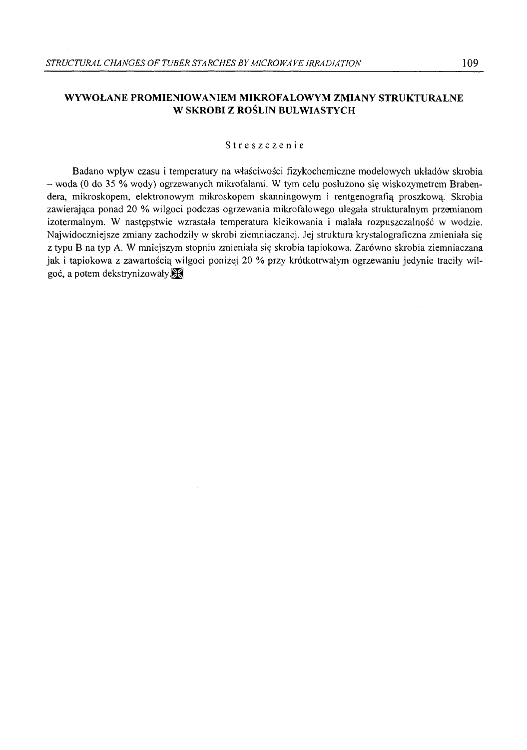## WYWOŁANE PROMIENIOWANIEM MIKROFALOWYM ZMIANY STRUKTURALNE W SKROBI Z ROŚLIN BULWIASTYCH

### Streszczenie

Badano wpływ czasu i temperatury na właściwości fizykochemiczne modelowych układów skrobia – woda (0 do 35 % wody) ogrzewanych mikrofalami. W tym celu posłużono się wiskozymetrem Brabendera, mikroskopem, elektronowym mikroskopem skanningowym i rentgenografią proszkową. Skrobia zawierająca ponad 20 % wilgoci podczas ogrzewania mikrofalowego ulegała strukturalnym przemianom izotermalnym. W następstwie wzrastała temperatura kleikowania i malała rozpuszczalność w wodzie. Najwidoczniejsze zmiany zachodziły w skrobi ziemniaczanej. Jej struktura krystalograficzna zmieniała się z typu B na typ A. W mniejszym stopniu zmieniała się skrobia tapiokowa. Zarówno skrobia ziemniaczana jak i tapiokowa z zawartością wilgoci poniżej 20 % przy krótkotrwałym ogrzewaniu jedynie traciły wilgoć, a potem dekstrynizowały.